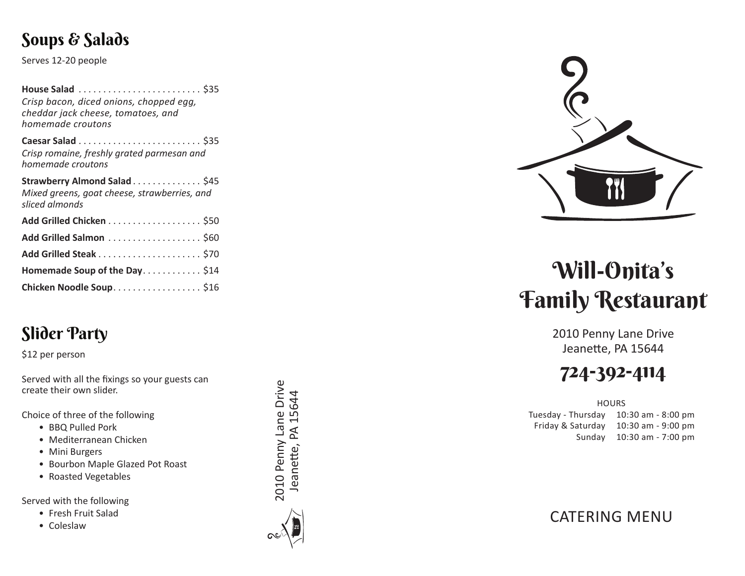## Soups & Salads

Serves 12-20 people

**House Salad** . . . . . . . . . . . . . . . . . . . . . . . . . $35
*Crisp bacon, diced onions, chopped egg, cheddar jack cheese, tomatoes, and homemade croutons*

**Caesar Salad** . . . . . . . . . . . . . . . . . . . . . . . . . $35
*Crisp romaine, freshly grated parmesan and homemade croutons*

**Strawberry Almond Salad** . . . . . . . . . . . . . . $45
*Mixed greens, goat cheese, strawberries, and sliced almonds*

**Add Grilled Chicken** . . . . . . . . . . . . . . . . . . . $50

**Add Grilled Salmon** . . . . . . . . . . . . . . . . . . . $60

**Add Grilled Steak** . . . . . . . . . . . . . . . . . . . . . $70

**Homemade Soup of the Day** . . . . . . . . . . . . $14

**Chicken Noodle Soup** . . . . . . . . . . . . . . . . . . $16

## Slider Party

$12 per person

Served with all the fixings so your guests can create their own slider.

Choice of three of the following

- BBQ Pulled Pork
- Mediterranean Chicken
- Mini Burgers
- Bourbon Maple Glazed Pot Roast
- Roasted Vegetables

Served with the following

- Fresh Fruit Salad
- Coleslaw

2010 Penny Lane Drive
Jeanette, PA 15644

# Will-Onita's Family Restaurant

2010 Penny Lane Drive
Jeanette, PA 15644

## 724-392-4114

HOURS

| | |
|---|---|
| Tuesday - Thursday | 10:30 am - 8:00 pm |
| Friday & Saturday | 10:30 am - 9:00 pm |
| Sunday | 10:30 am - 7:00 pm |

CATERING MENU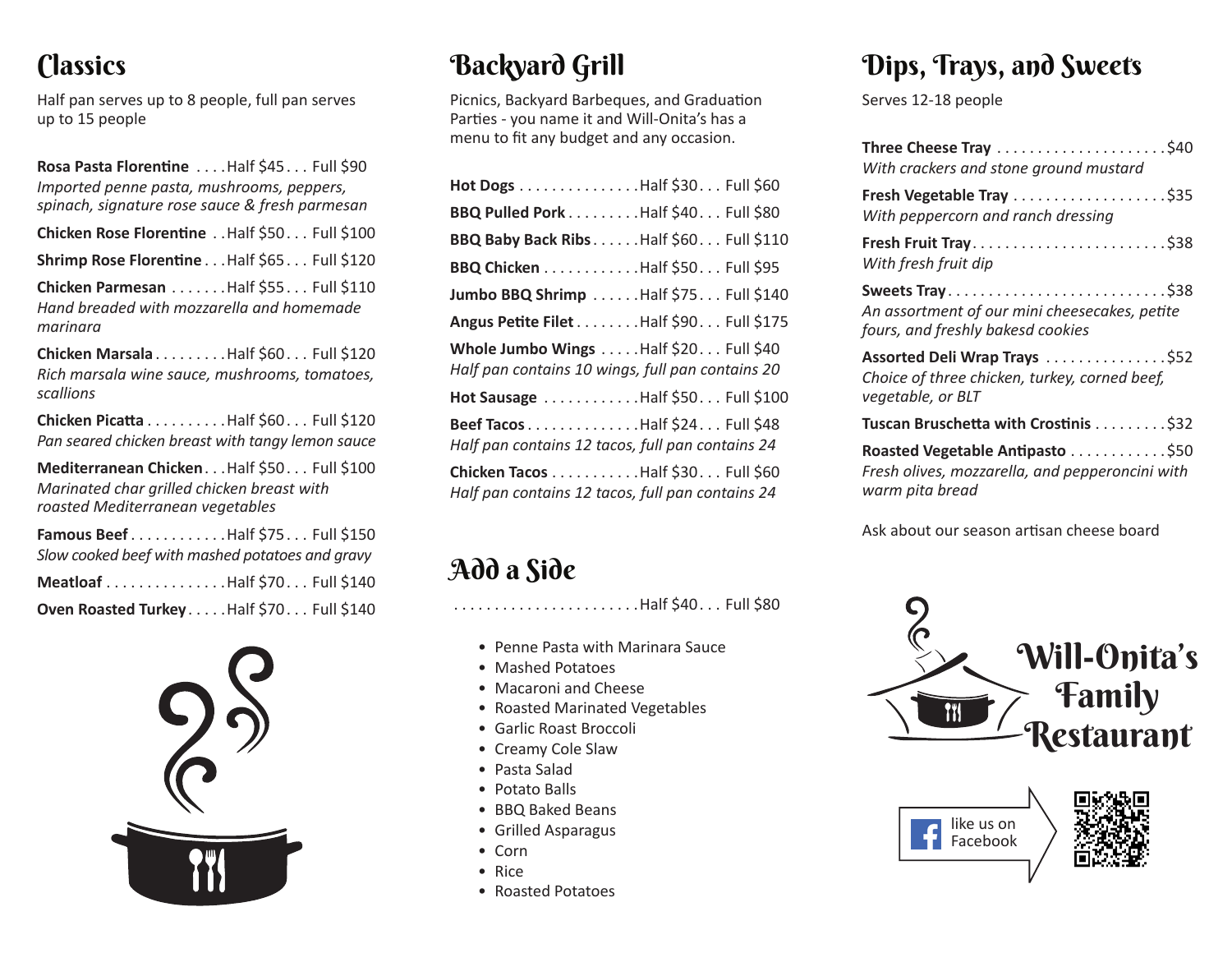## Classics

Half pan serves up to 8 people, full pan serves up to 15 people

**Rosa Pasta Florentine** . . . .Half $45 . . . Full $90
*Imported penne pasta, mushrooms, peppers, spinach, signature rose sauce & fresh parmesan*

**Chicken Rose Florentine** . .Half $50 . . . Full $100

**Shrimp Rose Florentine** . . .Half $65 . . . Full $120

**Chicken Parmesan** . . . . . . .Half $55 . . . Full $110
*Hand breaded with mozzarella and homemade marinara*

**Chicken Marsala** . . . . . . . . .Half $60 . . . Full $120
*Rich marsala wine sauce, mushrooms, tomatoes, scallions*

**Chicken Picatta** . . . . . . . . . .Half $60 . . . Full $120
*Pan seared chicken breast with tangy lemon sauce*

**Mediterranean Chicken** . . .Half $50 . . . Full $100
*Marinated char grilled chicken breast with roasted Mediterranean vegetables*

**Famous Beef** . . . . . . . . . . . .Half $75 . . . Full $150
*Slow cooked beef with mashed potatoes and gravy*

**Meatloaf** . . . . . . . . . . . . . . .Half $70 . . . Full $140

**Oven Roasted Turkey** . . . . .Half $70 . . . Full $140

## Backyard Grill

Picnics, Backyard Barbeques, and Graduation Parties - you name it and Will-Onita's has a menu to fit any budget and any occasion.

**Hot Dogs** . . . . . . . . . . . . . . .Half $30 . . . Full $60

**BBQ Pulled Pork** . . . . . . . . .Half $40 . . . Full $80

**BBQ Baby Back Ribs** . . . . . .Half $60 . . . Full $110

**BBQ Chicken** . . . . . . . . . . . .Half $50 . . . Full $95

**Jumbo BBQ Shrimp** . . . . . .Half $75 . . . Full $140

**Angus Petite Filet** . . . . . . . .Half $90 . . . Full $175

**Whole Jumbo Wings** . . . . .Half $20 . . . Full $40
*Half pan contains 10 wings, full pan contains 20*

**Hot Sausage** . . . . . . . . . . . .Half $50 . . . Full $100

**Beef Tacos** . . . . . . . . . . . . . .Half $24 . . . Full $48
*Half pan contains 12 tacos, full pan contains 24*

**Chicken Tacos** . . . . . . . . . . .Half $30 . . . Full $60
*Half pan contains 12 tacos, full pan contains 24*

## Add a Side

. . . . . . . . . . . . . . . . . . . . . . .Half $40 . . . Full $80

- Penne Pasta with Marinara Sauce
- Mashed Potatoes
- Macaroni and Cheese
- Roasted Marinated Vegetables
- Garlic Roast Broccoli
- Creamy Cole Slaw
- Pasta Salad
- Potato Balls
- BBQ Baked Beans
- Grilled Asparagus
- Corn
- Rice
- Roasted Potatoes

## Dips, Trays, and Sweets

Serves 12-18 people

**Three Cheese Tray** . . . . . . . . . . . . . . . . . . . . .$40
*With crackers and stone ground mustard*

**Fresh Vegetable Tray** . . . . . . . . . . . . . . . . . . .$35
*With peppercorn and ranch dressing*

**Fresh Fruit Tray** . . . . . . . . . . . . . . . . . . . . . . . .$38
*With fresh fruit dip*

**Sweets Tray** . . . . . . . . . . . . . . . . . . . . . . . . . . .$38
*An assortment of our mini cheesecakes, petite fours, and freshly bakesd cookies*

**Assorted Deli Wrap Trays** . . . . . . . . . . . . . . .$52
*Choice of three chicken, turkey, corned beef, vegetable, or BLT*

**Tuscan Bruschetta with Crostinis** . . . . . . . . .$32

**Roasted Vegetable Antipasto** . . . . . . . . . . . .$50
*Fresh olives, mozzarella, and pepperoncini with warm pita bread*

Ask about our season artisan cheese board

**Will-Onita's Family Restaurant**

like us on Facebook